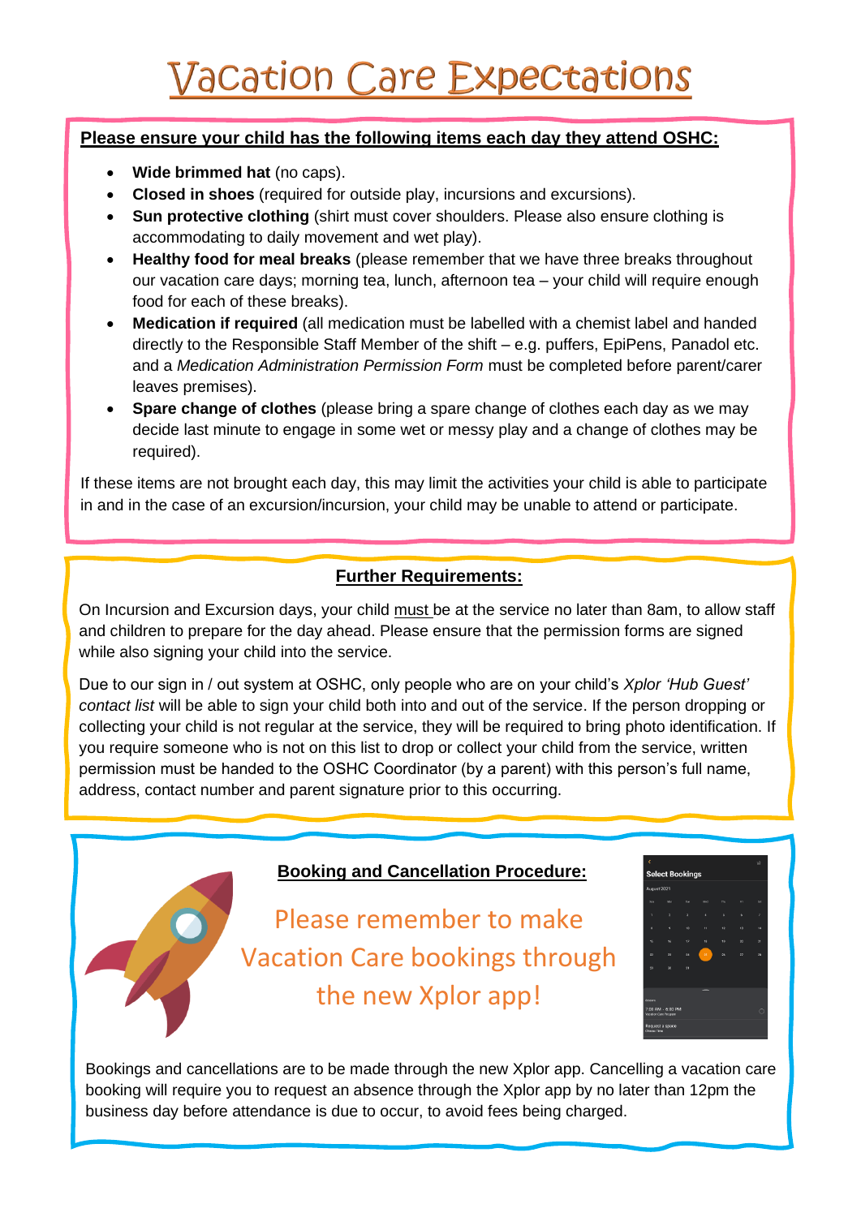# Vacation Care Expectations

**Please ensure your child has the following items each day they attend OSHC:**

- **Wide brimmed hat** (no caps).
- **Closed in shoes** (required for outside play, incursions and excursions).
- **Sun protective clothing** (shirt must cover shoulders. Please also ensure clothing is accommodating to daily movement and wet play).
- **Healthy food for meal breaks** (please remember that we have three breaks throughout our vacation care days; morning tea, lunch, afternoon tea – your child will require enough food for each of these breaks).
- **Medication if required** (all medication must be labelled with a chemist label and handed directly to the Responsible Staff Member of the shift – e.g. puffers, EpiPens, Panadol etc. and a *Medication Administration Permission Form* must be completed before parent/carer leaves premises).
- **Spare change of clothes** (please bring a spare change of clothes each day as we may decide last minute to engage in some wet or messy play and a change of clothes may be required).

If these items are not brought each day, this may limit the activities your child is able to participate in and in the case of an excursion/incursion, your child may be unable to attend or participate.

## Further Requirements:

On Incursion and Excursion days, your child must be at the service no later than 8am, to allow staff and children to prepare for the day ahead. Please ensure that the permission forms are signed while also signing your child into the service.

Due to our sign in / out system at OSHC, only people who are on your child's *Xplor 'Hub Guest' contact list* will be able to sign your child both into and out of the service. If the person dropping or collecting your child is not regular at the service, they will be required to bring photo identification. If you require someone who is not on this list to drop or collect your child from the service, written permission must be handed to the OSHC Coordinator (by a parent) with this person's full name, address, contact number and parent signature prior to this occurring.

## Booking and Cancellation Procedure:

Please remember to make Vacation Care bookings through the new Xplor app!

Bookings and cancellations are to be made through the new Xplor app. Cancelling a vacation care booking will require you to request an absence through the Xplor app by no later than 12pm the business day before attendance is due to occur, to avoid fees being charged.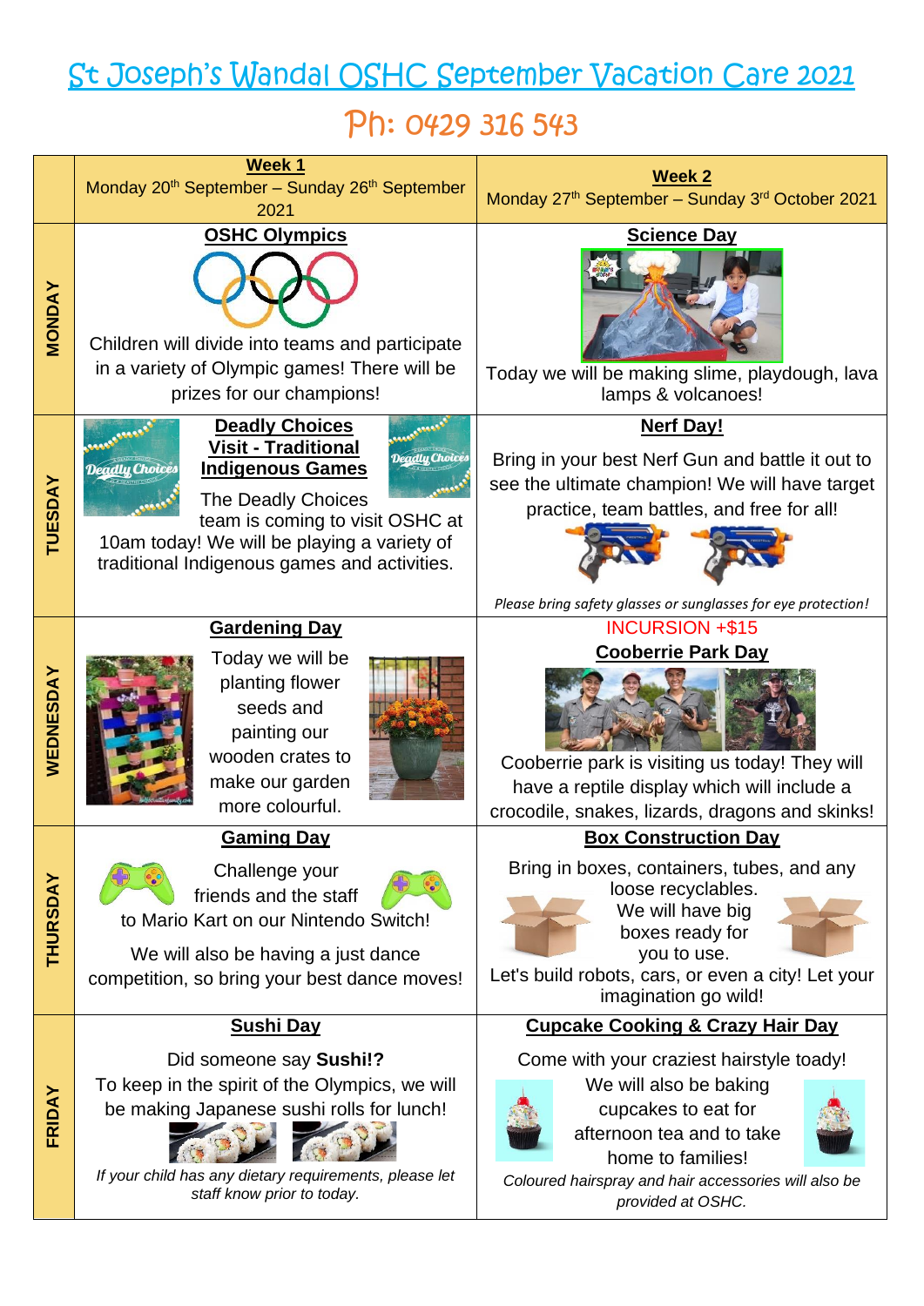# St Joseph's Wandal OSHC September Vacation Care 2021

## Ph: 0429 316 543

| | **Week 1** Monday 20th September – Sunday 26th September 2021 | **Week 2** Monday 27th September – Sunday 3rd October 2021 |
|---|---|---|
| **MONDAY** | **OSHC Olympics** Children will divide into teams and participate in a variety of Olympic games! There will be prizes for our champions! | **Science Day** Today we will be making slime, playdough, lava lamps & volcanoes! |
| **TUESDAY** | **Deadly Choices Visit - Traditional Indigenous Games** The Deadly Choices team is coming to visit OSHC at 10am today! We will be playing a variety of traditional Indigenous games and activities. | **Nerf Day!** Bring in your best Nerf Gun and battle it out to see the ultimate champion! We will have target practice, team battles, and free for all! *Please bring safety glasses or sunglasses for eye protection!* |
| **WEDNESDAY** | **Gardening Day** Today we will be planting flower seeds and painting our wooden crates to make our garden more colourful. | INCURSION +$15 **Cooberrie Park Day** Cooberrie park is visiting us today! They will have a reptile display which will include a crocodile, snakes, lizards, dragons and skinks! |
| **THURSDAY** | **Gaming Day** Challenge your friends and the staff to Mario Kart on our Nintendo Switch! We will also be having a just dance competition, so bring your best dance moves! | **Box Construction Day** Bring in boxes, containers, tubes, and any loose recyclables. We will have big boxes ready for you to use. Let's build robots, cars, or even a city! Let your imagination go wild! |
| **FRIDAY** | **Sushi Day** Did someone say **Sushi!?** To keep in the spirit of the Olympics, we will be making Japanese sushi rolls for lunch! *If your child has any dietary requirements, please let staff know prior to today.* | **Cupcake Cooking & Crazy Hair Day** Come with your craziest hairstyle toady! We will also be baking cupcakes to eat for afternoon tea and to take home to families! *Coloured hairspray and hair accessories will also be provided at OSHC.* |